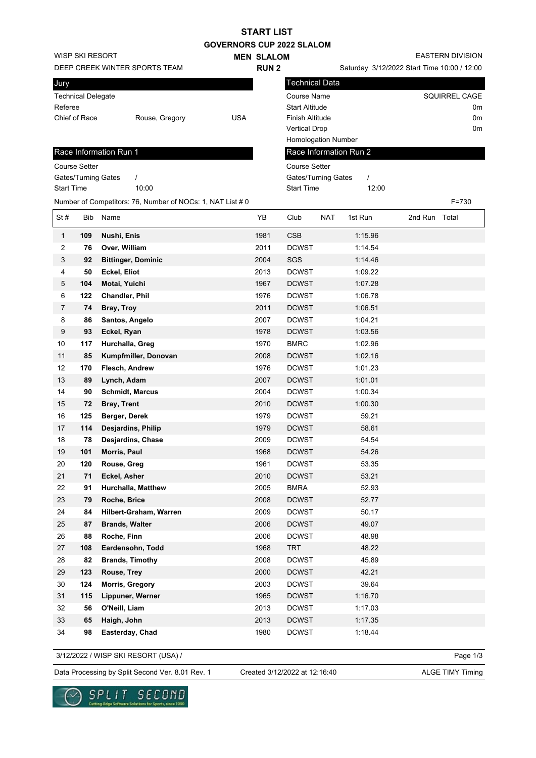# START LIST

## GOVERNORS CUP 2022 SLALOM

WISP SKI RESORT
DEEP CREEK WINTER SPORTS TEAM

**MEN SLALOM**
**RUN 2**

EASTERN DIVISION
Saturday 3/12/2022 Start Time 10:00 / 12:00

### Jury

| | | |
|---|---|---|
| Technical Delegate | | |
| Referee | | |
| Chief of Race | Rouse, Gregory | USA |

### Technical Data

| | |
|---|---|
| Course Name | SQUIRREL CAGE |
| Start Altitude | 0m |
| Finish Altitude | 0m |
| Vertical Drop | 0m |
| Homologation Number | |

### Race Information Run 1

| | |
|---|---|
| Course Setter | |
| Gates/Turning Gates | / |
| Start Time | 10:00 |

### Race Information Run 2

| | |
|---|---|
| Course Setter | |
| Gates/Turning Gates | / |
| Start Time | 12:00 |

Number of Competitors: 76, Number of NOCs: 1, NAT List # 0

F=730

| St # | Bib | Name | YB | Club | NAT | 1st Run | 2nd Run | Total |
|---|---|---|---|---|---|---|---|---|
| 1 | 109 | **Nushi, Enis** | 1981 | CSB | | 1:15.96 | | |
| 2 | 76 | **Over, William** | 2011 | DCWST | | 1:14.54 | | |
| 3 | 92 | **Bittinger, Dominic** | 2004 | SGS | | 1:14.46 | | |
| 4 | 50 | **Eckel, Eliot** | 2013 | DCWST | | 1:09.22 | | |
| 5 | 104 | **Motai, Yuichi** | 1967 | DCWST | | 1:07.28 | | |
| 6 | 122 | **Chandler, Phil** | 1976 | DCWST | | 1:06.78 | | |
| 7 | 74 | **Bray, Troy** | 2011 | DCWST | | 1:06.51 | | |
| 8 | 86 | **Santos, Angelo** | 2007 | DCWST | | 1:04.21 | | |
| 9 | 93 | **Eckel, Ryan** | 1978 | DCWST | | 1:03.56 | | |
| 10 | 117 | **Hurchalla, Greg** | 1970 | BMRC | | 1:02.96 | | |
| 11 | 85 | **Kumpfmiller, Donovan** | 2008 | DCWST | | 1:02.16 | | |
| 12 | 170 | **Flesch, Andrew** | 1976 | DCWST | | 1:01.23 | | |
| 13 | 89 | **Lynch, Adam** | 2007 | DCWST | | 1:01.01 | | |
| 14 | 90 | **Schmidt, Marcus** | 2004 | DCWST | | 1:00.34 | | |
| 15 | 72 | **Bray, Trent** | 2010 | DCWST | | 1:00.30 | | |
| 16 | 125 | **Berger, Derek** | 1979 | DCWST | | 59.21 | | |
| 17 | 114 | **Desjardins, Philip** | 1979 | DCWST | | 58.61 | | |
| 18 | 78 | **Desjardins, Chase** | 2009 | DCWST | | 54.54 | | |
| 19 | 101 | **Morris, Paul** | 1968 | DCWST | | 54.26 | | |
| 20 | 120 | **Rouse, Greg** | 1961 | DCWST | | 53.35 | | |
| 21 | 71 | **Eckel, Asher** | 2010 | DCWST | | 53.21 | | |
| 22 | 91 | **Hurchalla, Matthew** | 2005 | BMRA | | 52.93 | | |
| 23 | 79 | **Roche, Brice** | 2008 | DCWST | | 52.77 | | |
| 24 | 84 | **Hilbert-Graham, Warren** | 2009 | DCWST | | 50.17 | | |
| 25 | 87 | **Brands, Walter** | 2006 | DCWST | | 49.07 | | |
| 26 | 88 | **Roche, Finn** | 2006 | DCWST | | 48.98 | | |
| 27 | 108 | **Eardensohn, Todd** | 1968 | TRT | | 48.22 | | |
| 28 | 82 | **Brands, Timothy** | 2008 | DCWST | | 45.89 | | |
| 29 | 123 | **Rouse, Trey** | 2000 | DCWST | | 42.21 | | |
| 30 | 124 | **Morris, Gregory** | 2003 | DCWST | | 39.64 | | |
| 31 | 115 | **Lippuner, Werner** | 1965 | DCWST | | 1:16.70 | | |
| 32 | 56 | **O'Neill, Liam** | 2013 | DCWST | | 1:17.03 | | |
| 33 | 65 | **Haigh, John** | 2013 | DCWST | | 1:17.35 | | |
| 34 | 98 | **Easterday, Chad** | 1980 | DCWST | | 1:18.44 | | |

3/12/2022 / WISP SKI RESORT (USA) /

Data Processing by Split Second Ver. 8.01 Rev. 1 — Created 3/12/2022 at 12:16:40 — ALGE TIMY Timing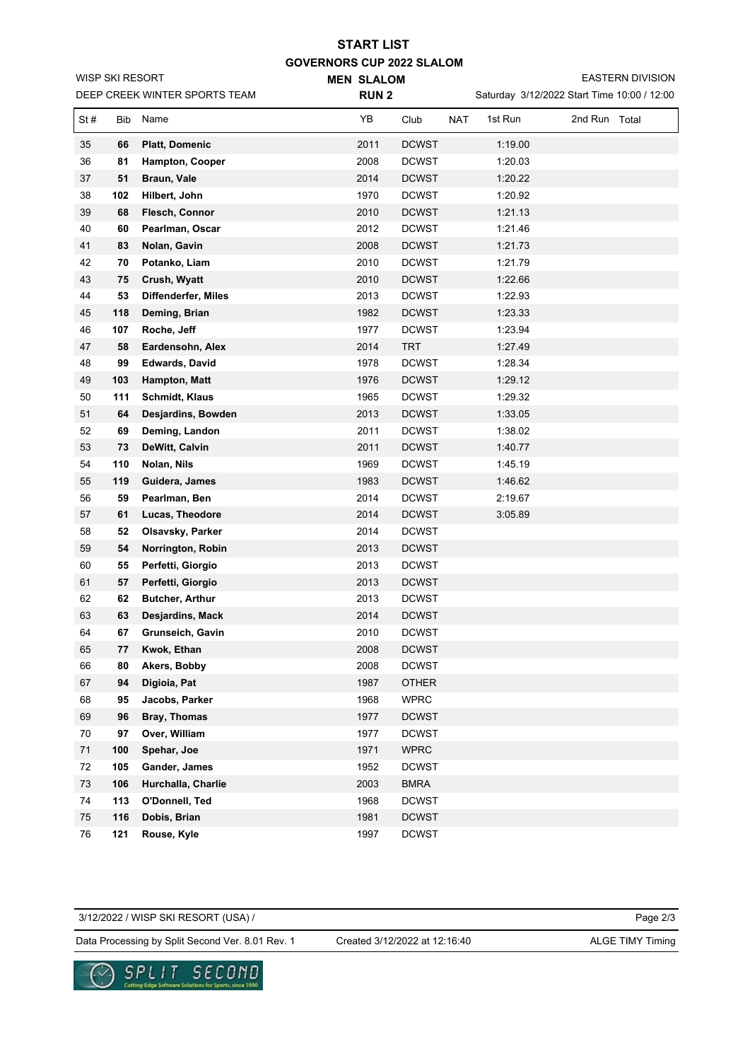# START LIST

## GOVERNORS CUP 2022 SLALOM

WISP SKI RESORT

DEEP CREEK WINTER SPORTS TEAM

**MEN SLALOM**

**RUN 2**

EASTERN DIVISION

Saturday 3/12/2022 Start Time 10:00 / 12:00

| St # | Bib | Name | YB | Club | NAT | 1st Run | 2nd Run | Total |
|---|---|---|---|---|---|---|---|---|
| 35 | **66** | **Platt, Domenic** | 2011 | DCWST | | 1:19.00 | | |
| 36 | **81** | **Hampton, Cooper** | 2008 | DCWST | | 1:20.03 | | |
| 37 | **51** | **Braun, Vale** | 2014 | DCWST | | 1:20.22 | | |
| 38 | **102** | **Hilbert, John** | 1970 | DCWST | | 1:20.92 | | |
| 39 | **68** | **Flesch, Connor** | 2010 | DCWST | | 1:21.13 | | |
| 40 | **60** | **Pearlman, Oscar** | 2012 | DCWST | | 1:21.46 | | |
| 41 | **83** | **Nolan, Gavin** | 2008 | DCWST | | 1:21.73 | | |
| 42 | **70** | **Potanko, Liam** | 2010 | DCWST | | 1:21.79 | | |
| 43 | **75** | **Crush, Wyatt** | 2010 | DCWST | | 1:22.66 | | |
| 44 | **53** | **Diffenderfer, Miles** | 2013 | DCWST | | 1:22.93 | | |
| 45 | **118** | **Deming, Brian** | 1982 | DCWST | | 1:23.33 | | |
| 46 | **107** | **Roche, Jeff** | 1977 | DCWST | | 1:23.94 | | |
| 47 | **58** | **Eardensohn, Alex** | 2014 | TRT | | 1:27.49 | | |
| 48 | **99** | **Edwards, David** | 1978 | DCWST | | 1:28.34 | | |
| 49 | **103** | **Hampton, Matt** | 1976 | DCWST | | 1:29.12 | | |
| 50 | **111** | **Schmidt, Klaus** | 1965 | DCWST | | 1:29.32 | | |
| 51 | **64** | **Desjardins, Bowden** | 2013 | DCWST | | 1:33.05 | | |
| 52 | **69** | **Deming, Landon** | 2011 | DCWST | | 1:38.02 | | |
| 53 | **73** | **DeWitt, Calvin** | 2011 | DCWST | | 1:40.77 | | |
| 54 | **110** | **Nolan, Nils** | 1969 | DCWST | | 1:45.19 | | |
| 55 | **119** | **Guidera, James** | 1983 | DCWST | | 1:46.62 | | |
| 56 | **59** | **Pearlman, Ben** | 2014 | DCWST | | 2:19.67 | | |
| 57 | **61** | **Lucas, Theodore** | 2014 | DCWST | | 3:05.89 | | |
| 58 | **52** | **Olsavsky, Parker** | 2014 | DCWST | | | | |
| 59 | **54** | **Norrington, Robin** | 2013 | DCWST | | | | |
| 60 | **55** | **Perfetti, Giorgio** | 2013 | DCWST | | | | |
| 61 | **57** | **Perfetti, Giorgio** | 2013 | DCWST | | | | |
| 62 | **62** | **Butcher, Arthur** | 2013 | DCWST | | | | |
| 63 | **63** | **Desjardins, Mack** | 2014 | DCWST | | | | |
| 64 | **67** | **Grunseich, Gavin** | 2010 | DCWST | | | | |
| 65 | **77** | **Kwok, Ethan** | 2008 | DCWST | | | | |
| 66 | **80** | **Akers, Bobby** | 2008 | DCWST | | | | |
| 67 | **94** | **Digioia, Pat** | 1987 | OTHER | | | | |
| 68 | **95** | **Jacobs, Parker** | 1968 | WPRC | | | | |
| 69 | **96** | **Bray, Thomas** | 1977 | DCWST | | | | |
| 70 | **97** | **Over, William** | 1977 | DCWST | | | | |
| 71 | **100** | **Spehar, Joe** | 1971 | WPRC | | | | |
| 72 | **105** | **Gander, James** | 1952 | DCWST | | | | |
| 73 | **106** | **Hurchalla, Charlie** | 2003 | BMRA | | | | |
| 74 | **113** | **O'Donnell, Ted** | 1968 | DCWST | | | | |
| 75 | **116** | **Dobis, Brian** | 1981 | DCWST | | | | |
| 76 | **121** | **Rouse, Kyle** | 1997 | DCWST | | | | |

3/12/2022 / WISP SKI RESORT (USA) /

Data Processing by Split Second Ver. 8.01 Rev. 1 — Created 3/12/2022 at 12:16:40 — ALGE TIMY Timing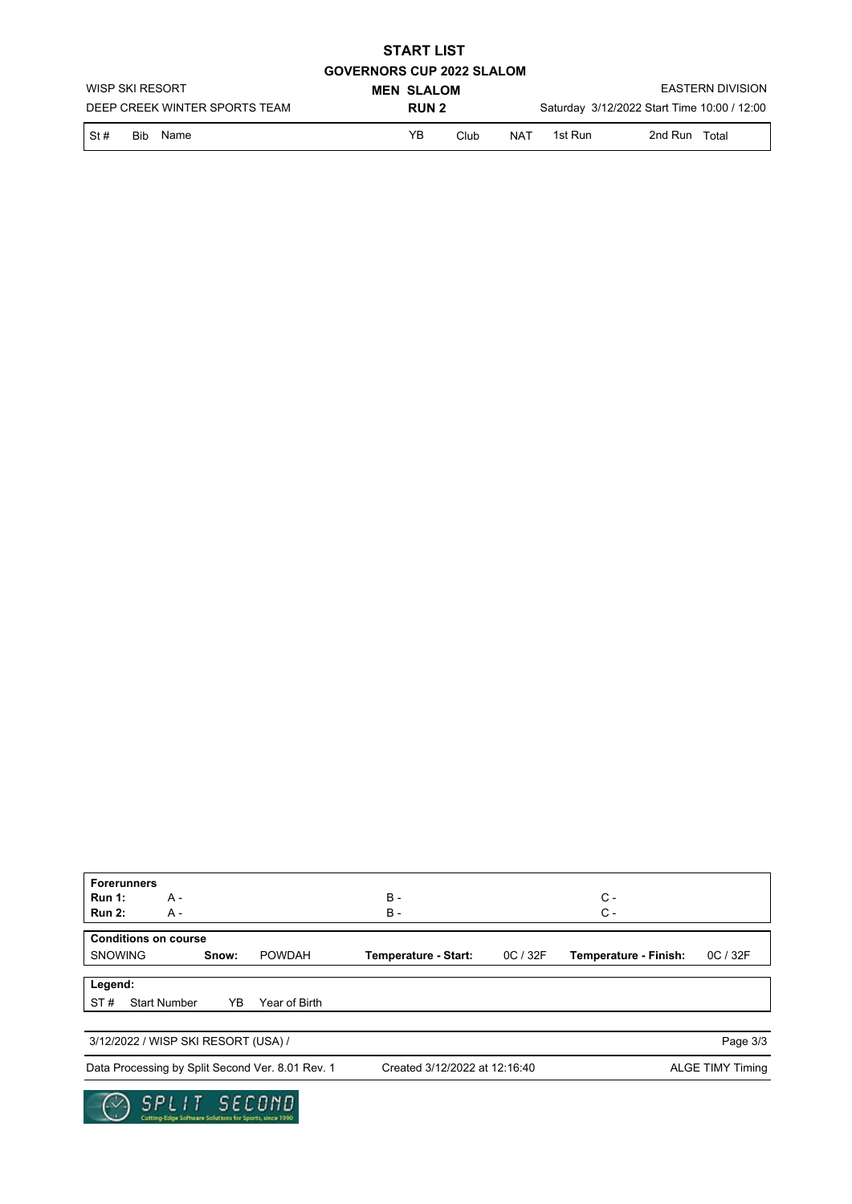# START LIST

## GOVERNORS CUP 2022 SLALOM

WISP SKI RESORT | **MEN SLALOM** | EASTERN DIVISION

DEEP CREEK WINTER SPORTS TEAM | **RUN 2** | Saturday 3/12/2022 Start Time 10:00 / 12:00

| St # | Bib | Name | YB | Club | NAT | 1st Run | 2nd Run | Total |
|---|---|---|---|---|---|---|---|---|

| **Forerunners** | | | |
|---|---|---|---|
| **Run 1:** | A - | B - | C - |
| **Run 2:** | A - | B - | C - |

| **Conditions on course** | | | | | | |
|---|---|---|---|---|---|---|
| SNOWING | **Snow:** | POWDAH | **Temperature - Start:** | 0C / 32F | **Temperature - Finish:** | 0C / 32F |

| **Legend:** | | | |
|---|---|---|---|
| ST # | Start Number | YB | Year of Birth |

3/12/2022 / WISP SKI RESORT (USA) /

Data Processing by Split Second Ver. 8.01 Rev. 1 | Created 3/12/2022 at 12:16:40 | ALGE TIMY Timing

SPLIT SECOND
Cutting-Edge Software Solutions for Sports, since 1990